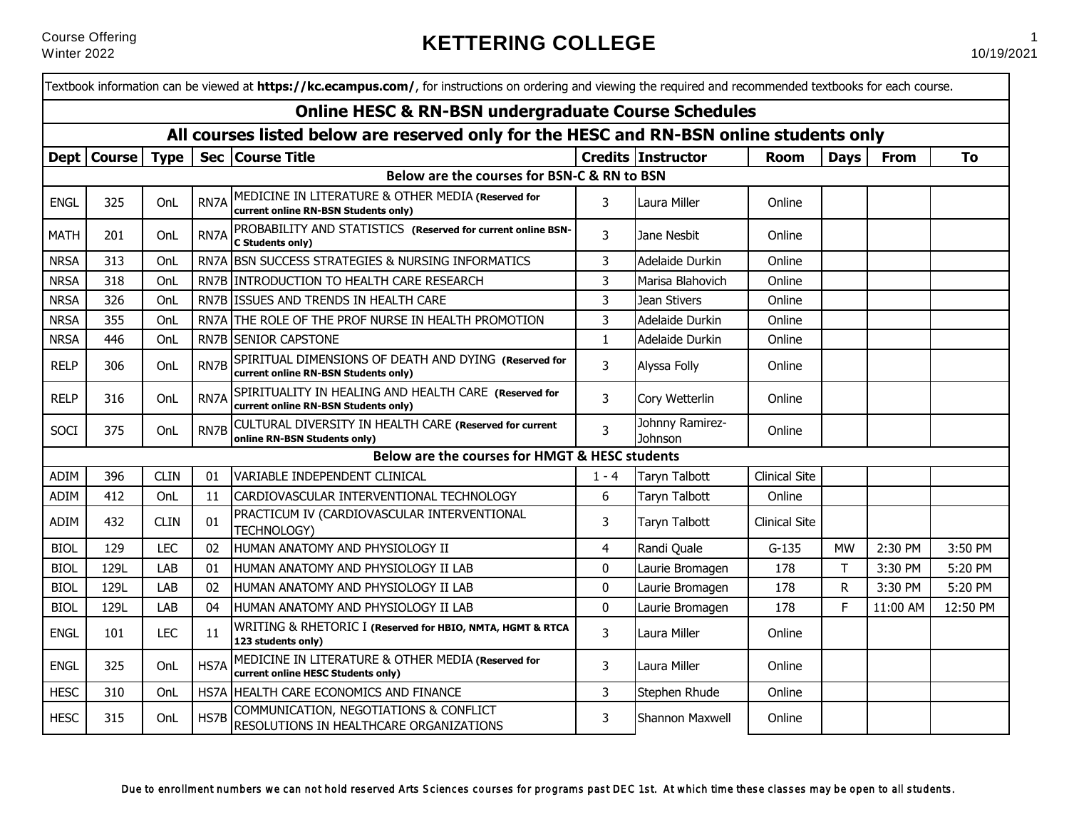Course Offering
Winter 2022

# KETTERING COLLEGE

Textbook information can be viewed at **https://kc.ecampus.com/**, for instructions on ordering and viewing the required and recommended textbooks for each course.

## Online HESC & RN-BSN undergraduate Course Schedules

### All courses listed below are reserved only for the HESC and RN-BSN online students only

| Dept | Course | Type | Sec | Course Title | Credits | Instructor | Room | Days | From | To |
|---|---|---|---|---|---|---|---|---|---|---|
| **Below are the courses for BSN-C & RN to BSN** | | | | | | | | | | |
| ENGL | 325 | OnL | RN7A | MEDICINE IN LITERATURE & OTHER MEDIA **(Reserved for current online RN-BSN Students only)** | 3 | Laura Miller | Online | | | |
| MATH | 201 | OnL | RN7A | PROBABILITY AND STATISTICS **(Reserved for current online BSN-C Students only)** | 3 | Jane Nesbit | Online | | | |
| NRSA | 313 | OnL | RN7A | BSN SUCCESS STRATEGIES & NURSING INFORMATICS | 3 | Adelaide Durkin | Online | | | |
| NRSA | 318 | OnL | RN7B | INTRODUCTION TO HEALTH CARE RESEARCH | 3 | Marisa Blahovich | Online | | | |
| NRSA | 326 | OnL | RN7B | ISSUES AND TRENDS IN HEALTH CARE | 3 | Jean Stivers | Online | | | |
| NRSA | 355 | OnL | RN7A | THE ROLE OF THE PROF NURSE IN HEALTH PROMOTION | 3 | Adelaide Durkin | Online | | | |
| NRSA | 446 | OnL | RN7B | SENIOR CAPSTONE | 1 | Adelaide Durkin | Online | | | |
| RELP | 306 | OnL | RN7B | SPIRITUAL DIMENSIONS OF DEATH AND DYING **(Reserved for current online RN-BSN Students only)** | 3 | Alyssa Folly | Online | | | |
| RELP | 316 | OnL | RN7A | SPIRITUALITY IN HEALING AND HEALTH CARE **(Reserved for current online RN-BSN Students only)** | 3 | Cory Wetterlin | Online | | | |
| SOCI | 375 | OnL | RN7B | CULTURAL DIVERSITY IN HEALTH CARE **(Reserved for current online RN-BSN Students only)** | 3 | Johnny Ramirez-Johnson | Online | | | |
| **Below are the courses for HMGT & HESC students** | | | | | | | | | | |
| ADIM | 396 | CLIN | 01 | VARIABLE INDEPENDENT CLINICAL | 1 - 4 | Taryn Talbott | Clinical Site | | | |
| ADIM | 412 | OnL | 11 | CARDIOVASCULAR INTERVENTIONAL TECHNOLOGY | 6 | Taryn Talbott | Online | | | |
| ADIM | 432 | CLIN | 01 | PRACTICUM IV (CARDIOVASCULAR INTERVENTIONAL TECHNOLOGY) | 3 | Taryn Talbott | Clinical Site | | | |
| BIOL | 129 | LEC | 02 | HUMAN ANATOMY AND PHYSIOLOGY II | 4 | Randi Quale | G-135 | MW | 2:30 PM | 3:50 PM |
| BIOL | 129L | LAB | 01 | HUMAN ANATOMY AND PHYSIOLOGY II LAB | 0 | Laurie Bromagen | 178 | T | 3:30 PM | 5:20 PM |
| BIOL | 129L | LAB | 02 | HUMAN ANATOMY AND PHYSIOLOGY II LAB | 0 | Laurie Bromagen | 178 | R | 3:30 PM | 5:20 PM |
| BIOL | 129L | LAB | 04 | HUMAN ANATOMY AND PHYSIOLOGY II LAB | 0 | Laurie Bromagen | 178 | F | 11:00 AM | 12:50 PM |
| ENGL | 101 | LEC | 11 | WRITING & RHETORIC I **(Reserved for HBIO, NMTA, HGMT & RTCA 123 students only)** | 3 | Laura Miller | Online | | | |
| ENGL | 325 | OnL | HS7A | MEDICINE IN LITERATURE & OTHER MEDIA **(Reserved for current online HESC Students only)** | 3 | Laura Miller | Online | | | |
| HESC | 310 | OnL | HS7A | HEALTH CARE ECONOMICS AND FINANCE | 3 | Stephen Rhude | Online | | | |
| HESC | 315 | OnL | HS7B | COMMUNICATION, NEGOTIATIONS & CONFLICT RESOLUTIONS IN HEALTHCARE ORGANIZATIONS | 3 | Shannon Maxwell | Online | | | |

*Due to enrollment numbers we can not hold reserved Arts Sciences courses for programs past DEC 1st. At which time these classes may be open to all students.*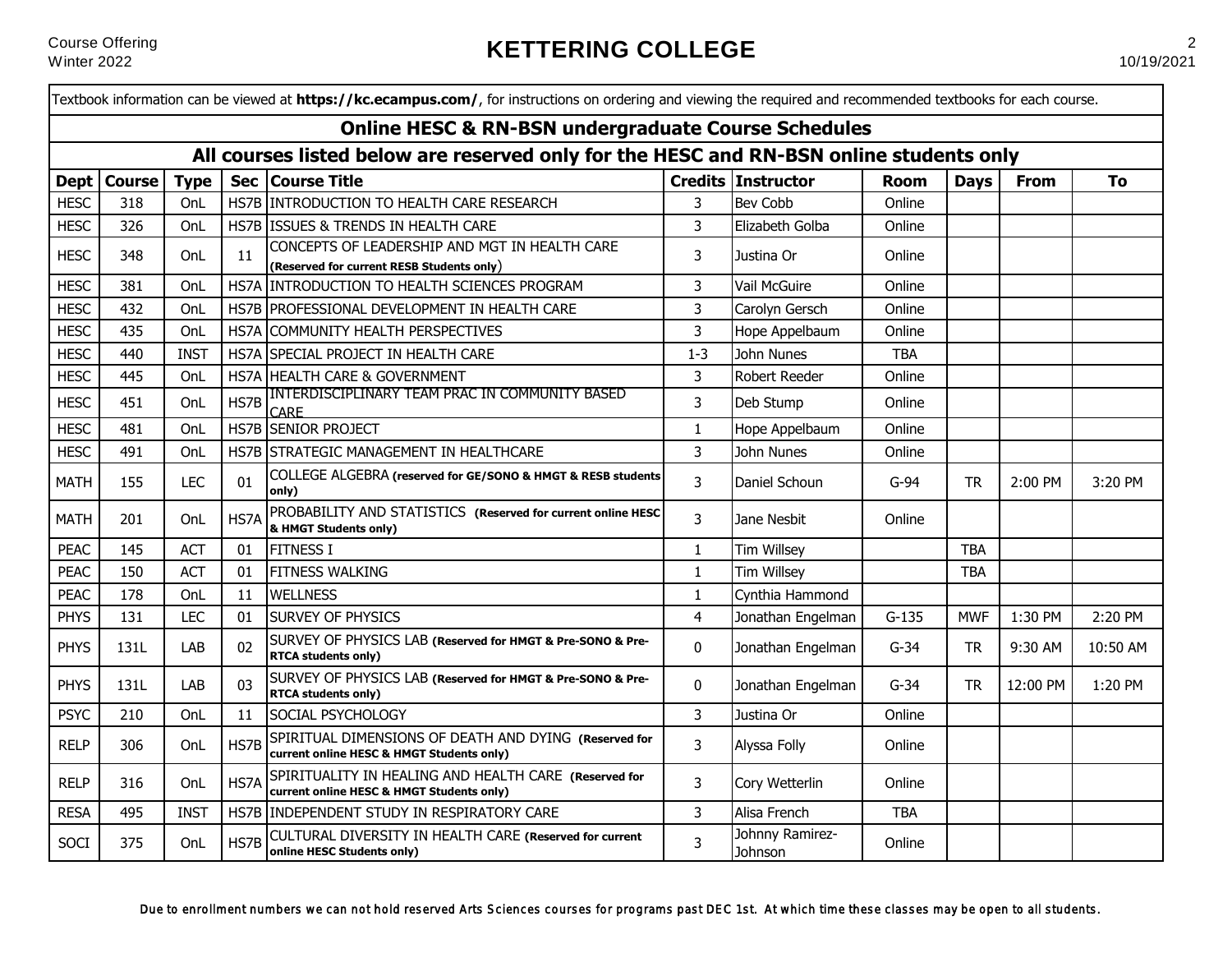Textbook information can be viewed at **https://kc.ecampus.com/**, for instructions on ordering and viewing the required and recommended textbooks for each course.

## Online HESC & RN-BSN undergraduate Course Schedules

### All courses listed below are reserved only for the HESC and RN-BSN online students only

| Dept | Course | Type | Sec | Course Title | Credits | Instructor | Room | Days | From | To |
|---|---|---|---|---|---|---|---|---|---|---|
| HESC | 318 | OnL | HS7B | INTRODUCTION TO HEALTH CARE RESEARCH | 3 | Bev Cobb | Online | | | |
| HESC | 326 | OnL | HS7B | ISSUES & TRENDS IN HEALTH CARE | 3 | Elizabeth Golba | Online | | | |
| HESC | 348 | OnL | 11 | CONCEPTS OF LEADERSHIP AND MGT IN HEALTH CARE **(Reserved for current RESB Students only)** | 3 | Justina Or | Online | | | |
| HESC | 381 | OnL | HS7A | INTRODUCTION TO HEALTH SCIENCES PROGRAM | 3 | Vail McGuire | Online | | | |
| HESC | 432 | OnL | HS7B | PROFESSIONAL DEVELOPMENT IN HEALTH CARE | 3 | Carolyn Gersch | Online | | | |
| HESC | 435 | OnL | HS7A | COMMUNITY HEALTH PERSPECTIVES | 3 | Hope Appelbaum | Online | | | |
| HESC | 440 | INST | HS7A | SPECIAL PROJECT IN HEALTH CARE | 1-3 | John Nunes | TBA | | | |
| HESC | 445 | OnL | HS7A | HEALTH CARE & GOVERNMENT | 3 | Robert Reeder | Online | | | |
| HESC | 451 | OnL | HS7B | INTERDISCIPLINARY TEAM PRAC IN COMMUNITY BASED CARE | 3 | Deb Stump | Online | | | |
| HESC | 481 | OnL | HS7B | SENIOR PROJECT | 1 | Hope Appelbaum | Online | | | |
| HESC | 491 | OnL | HS7B | STRATEGIC MANAGEMENT IN HEALTHCARE | 3 | John Nunes | Online | | | |
| MATH | 155 | LEC | 01 | COLLEGE ALGEBRA **(reserved for GE/SONO & HMGT & RESB students only)** | 3 | Daniel Schoun | G-94 | TR | 2:00 PM | 3:20 PM |
| MATH | 201 | OnL | HS7A | PROBABILITY AND STATISTICS **(Reserved for current online HESC & HMGT Students only)** | 3 | Jane Nesbit | Online | | | |
| PEAC | 145 | ACT | 01 | FITNESS I | 1 | Tim Willsey | | TBA | | |
| PEAC | 150 | ACT | 01 | FITNESS WALKING | 1 | Tim Willsey | | TBA | | |
| PEAC | 178 | OnL | 11 | WELLNESS | 1 | Cynthia Hammond | | | | |
| PHYS | 131 | LEC | 01 | SURVEY OF PHYSICS | 4 | Jonathan Engelman | G-135 | MWF | 1:30 PM | 2:20 PM |
| PHYS | 131L | LAB | 02 | SURVEY OF PHYSICS LAB **(Reserved for HMGT & Pre-SONO & Pre-RTCA students only)** | 0 | Jonathan Engelman | G-34 | TR | 9:30 AM | 10:50 AM |
| PHYS | 131L | LAB | 03 | SURVEY OF PHYSICS LAB **(Reserved for HMGT & Pre-SONO & Pre-RTCA students only)** | 0 | Jonathan Engelman | G-34 | TR | 12:00 PM | 1:20 PM |
| PSYC | 210 | OnL | 11 | SOCIAL PSYCHOLOGY | 3 | Justina Or | Online | | | |
| RELP | 306 | OnL | HS7B | SPIRITUAL DIMENSIONS OF DEATH AND DYING **(Reserved for current online HESC & HMGT Students only)** | 3 | Alyssa Folly | Online | | | |
| RELP | 316 | OnL | HS7A | SPIRITUALITY IN HEALING AND HEALTH CARE **(Reserved for current online HESC & HMGT Students only)** | 3 | Cory Wetterlin | Online | | | |
| RESA | 495 | INST | HS7B | INDEPENDENT STUDY IN RESPIRATORY CARE | 3 | Alisa French | TBA | | | |
| SOCI | 375 | OnL | HS7B | CULTURAL DIVERSITY IN HEALTH CARE **(Reserved for current online HESC Students only)** | 3 | Johnny Ramirez-Johnson | Online | | | |

*Due to enrollment numbers we can not hold reserved Arts Sciences courses for programs past DEC 1st. At which time these classes may be open to all students.*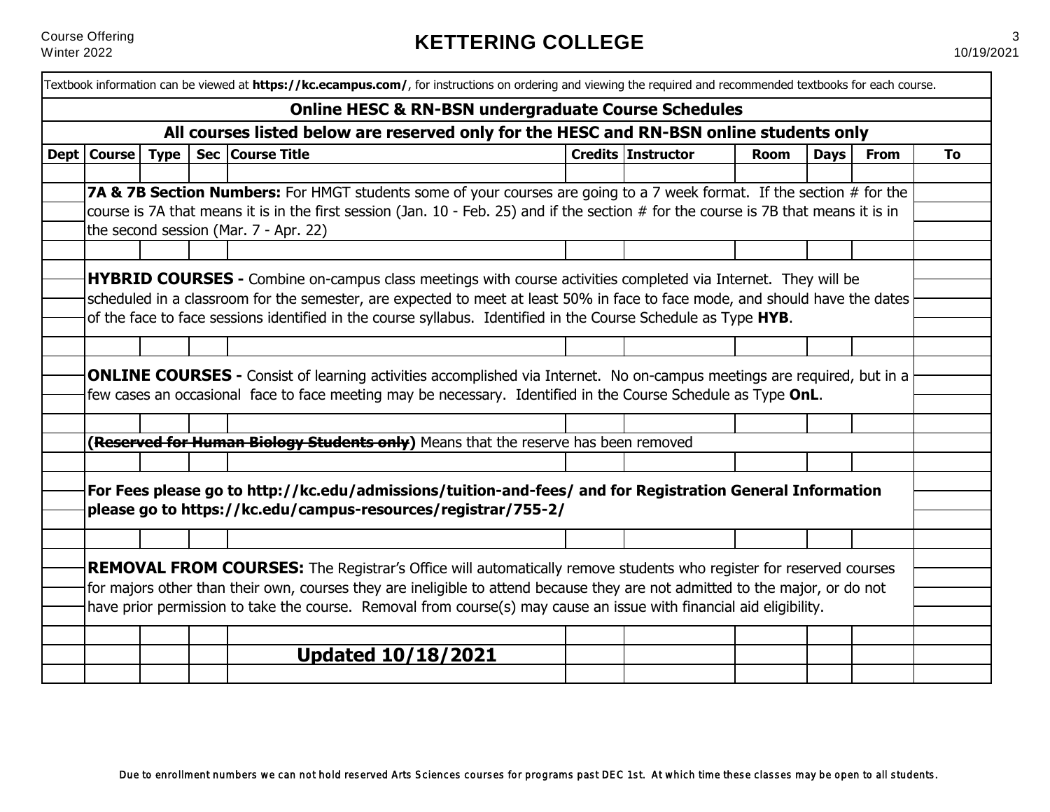Textbook information can be viewed at **https://kc.ecampus.com/**, for instructions on ordering and viewing the required and recommended textbooks for each course.

## Online HESC & RN-BSN undergraduate Course Schedules

### All courses listed below are reserved only for the HESC and RN-BSN online students only

| Dept | Course | Type | Sec | Course Title | Credits | Instructor | Room | Days | From | To |
|---|---|---|---|---|---|---|---|---|---|---|

**7A & 7B Section Numbers:** For HMGT students some of your courses are going to a 7 week format. If the section # for the course is 7A that means it is in the first session (Jan. 10 - Feb. 25) and if the section # for the course is 7B that means it is in the second session (Mar. 7 - Apr. 22)

**HYBRID COURSES -** Combine on-campus class meetings with course activities completed via Internet. They will be scheduled in a classroom for the semester, are expected to meet at least 50% in face to face mode, and should have the dates of the face to face sessions identified in the course syllabus. Identified in the Course Schedule as Type **HYB**.

**ONLINE COURSES -** Consist of learning activities accomplished via Internet. No on-campus meetings are required, but in a few cases an occasional face to face meeting may be necessary. Identified in the Course Schedule as Type **OnL**.

**(~~Reserved for Human Biology Students only~~)** Means that the reserve has been removed

**For Fees please go to http://kc.edu/admissions/tuition-and-fees/ and for Registration General Information please go to https://kc.edu/campus-resources/registrar/755-2/**

**REMOVAL FROM COURSES:** The Registrar's Office will automatically remove students who register for reserved courses for majors other than their own, courses they are ineligible to attend because they are not admitted to the major, or do not have prior permission to take the course. Removal from course(s) may cause an issue with financial aid eligibility.

**Updated 10/18/2021**

Due to enrollment numbers we can not hold reserved Arts Sciences courses for programs past DEC 1st. At which time these classes may be open to all students.